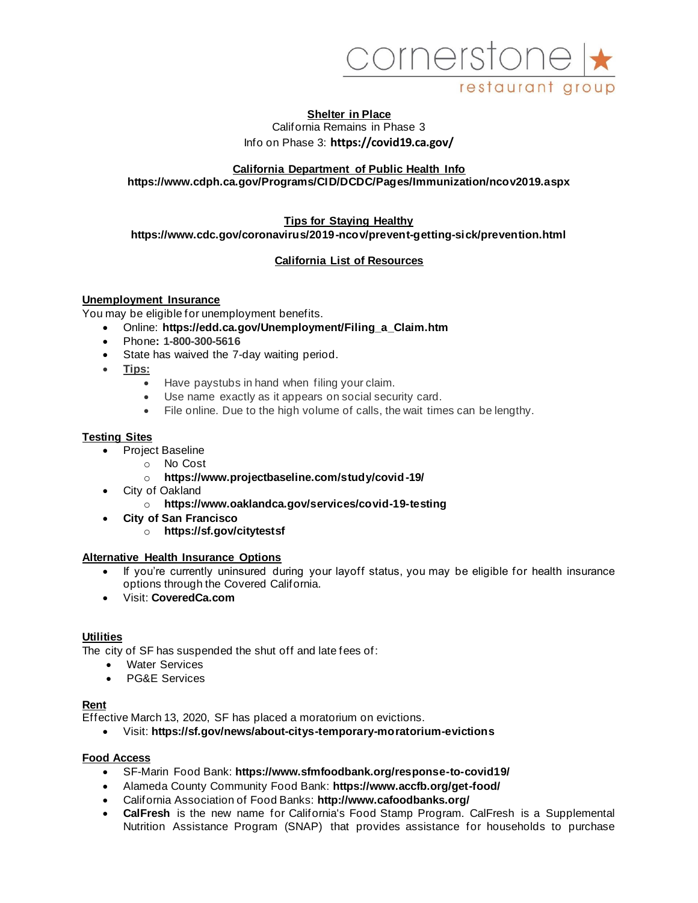cornerstone restaurant group

**Shelter in Place**

California Remains in Phase 3

Info on Phase 3: **https://covid19.ca.gov/**

**California Department of Public Health Info**

**https://www.cdph.ca.gov/Programs/CID/DCDC/Pages/Immunization/ncov2019.aspx**

**Tips for Staying Healthy**

**https://www.cdc.gov/coronavirus/2019-ncov/prevent-getting-sick/prevention.html**

**California List of Resources**

**Unemployment Insurance**

You may be eligible for unemployment benefits.

- Online: **https://edd.ca.gov/Unemployment/Filing_a_Claim.htm**
- Phone**: 1-800-300-5616**
- State has waived the 7-day waiting period.
- **Tips:**
  - Have paystubs in hand when filing your claim.
  - Use name exactly as it appears on social security card.
  - File online. Due to the high volume of calls, the wait times can be lengthy.

**Testing Sites**

- Project Baseline
  - No Cost
  - **https://www.projectbaseline.com/study/covid-19/**
- City of Oakland
  - **https://www.oaklandca.gov/services/covid-19-testing**
- **City of San Francisco**
  - **https://sf.gov/citytestsf**

**Alternative Health Insurance Options**

- If you're currently uninsured during your layoff status, you may be eligible for health insurance options through the Covered California.
- Visit: **CoveredCa.com**

**Utilities**

The city of SF has suspended the shut off and late fees of:

- Water Services
- PG&E Services

**Rent**

Effective March 13, 2020, SF has placed a moratorium on evictions.

- Visit: **https://sf.gov/news/about-citys-temporary-moratorium-evictions**

**Food Access**

- SF-Marin Food Bank: **https://www.sfmfoodbank.org/response-to-covid19/**
- Alameda County Community Food Bank: **https://www.accfb.org/get-food/**
- California Association of Food Banks: **http://www.cafoodbanks.org/**
- **CalFresh** is the new name for California's Food Stamp Program. CalFresh is a Supplemental Nutrition Assistance Program (SNAP) that provides assistance for households to purchase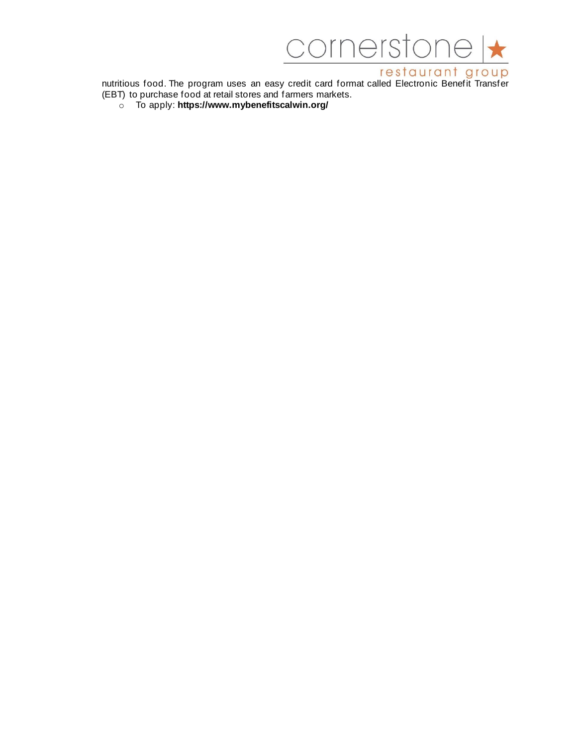nutritious food. The program uses an easy credit card format called Electronic Benefit Transfer (EBT) to purchase food at retail stores and farmers markets.

- To apply: **https://www.mybenefitscalwin.org/**